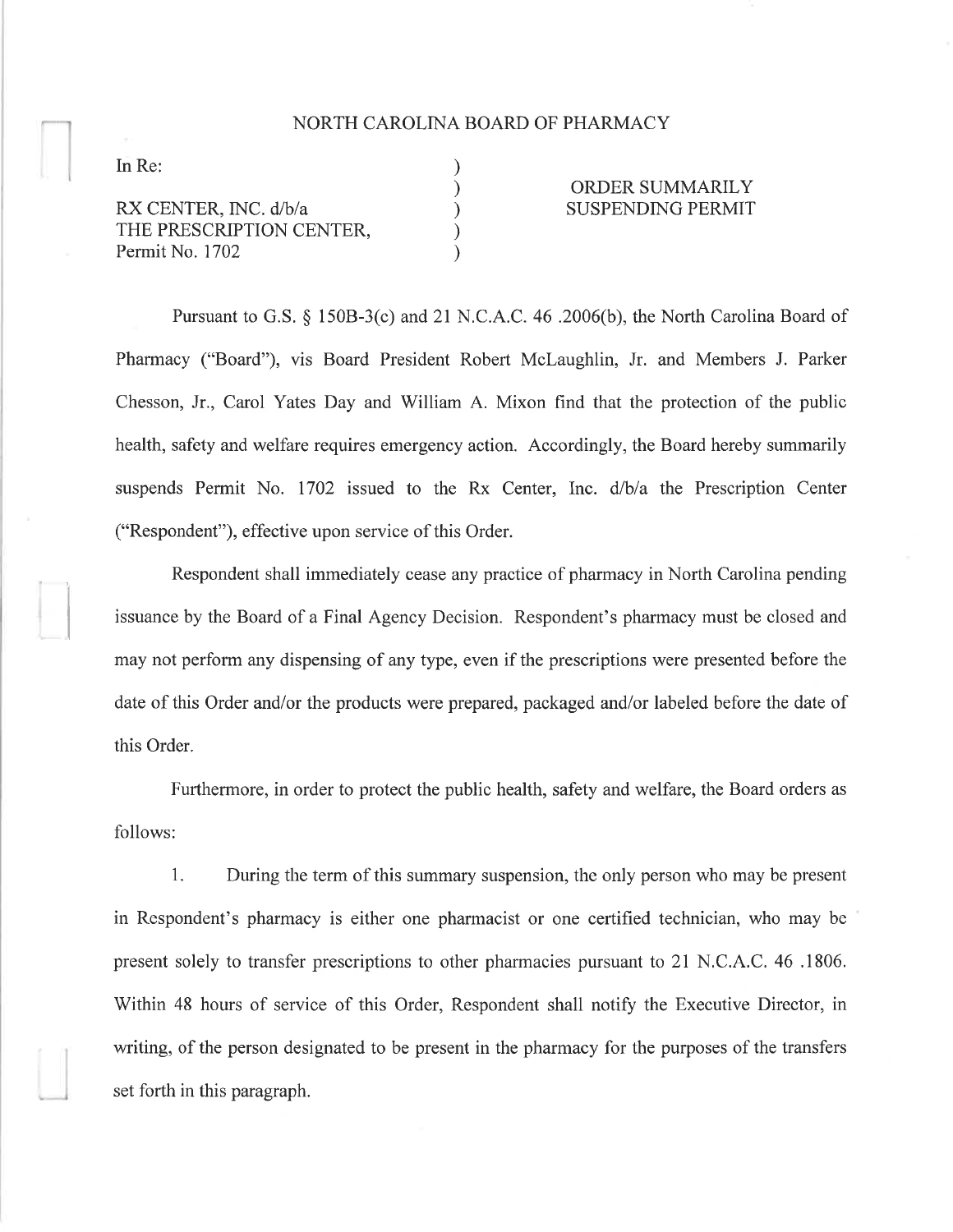NORTH CAROLINA BOARD OF PHARMACY

| | | |
|---|---|---|
| In Re: | ) | |
| | ) | ORDER SUMMARILY |
| RX CENTER, INC. d/b/a | ) | SUSPENDING PERMIT |
| THE PRESCRIPTION CENTER, | ) | |
| Permit No. 1702 | ) | |

Pursuant to G.S. § 150B-3(c) and 21 N.C.A.C. 46 .2006(b), the North Carolina Board of Pharmacy ("Board"), vis Board President Robert McLaughlin, Jr. and Members J. Parker Chesson, Jr., Carol Yates Day and William A. Mixon find that the protection of the public health, safety and welfare requires emergency action. Accordingly, the Board hereby summarily suspends Permit No. 1702 issued to the Rx Center, Inc. d/b/a the Prescription Center ("Respondent"), effective upon service of this Order.

Respondent shall immediately cease any practice of pharmacy in North Carolina pending issuance by the Board of a Final Agency Decision. Respondent's pharmacy must be closed and may not perform any dispensing of any type, even if the prescriptions were presented before the date of this Order and/or the products were prepared, packaged and/or labeled before the date of this Order.

Furthermore, in order to protect the public health, safety and welfare, the Board orders as follows:

1. During the term of this summary suspension, the only person who may be present in Respondent's pharmacy is either one pharmacist or one certified technician, who may be present solely to transfer prescriptions to other pharmacies pursuant to 21 N.C.A.C. 46 .1806. Within 48 hours of service of this Order, Respondent shall notify the Executive Director, in writing, of the person designated to be present in the pharmacy for the purposes of the transfers set forth in this paragraph.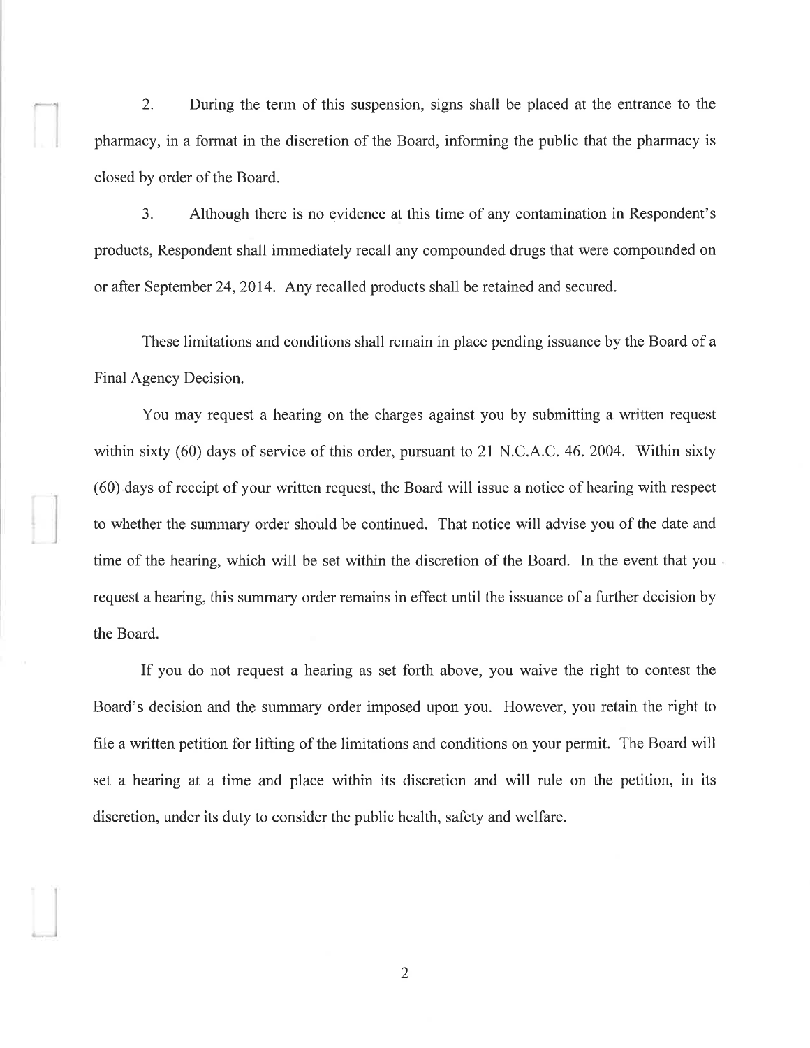2. During the term of this suspension, signs shall be placed at the entrance to the pharmacy, in a format in the discretion of the Board, informing the public that the pharmacy is closed by order of the Board.

3. Although there is no evidence at this time of any contamination in Respondent's products, Respondent shall immediately recall any compounded drugs that were compounded on or after September 24, 2014. Any recalled products shall be retained and secured.

These limitations and conditions shall remain in place pending issuance by the Board of a Final Agency Decision.

You may request a hearing on the charges against you by submitting a written request within sixty (60) days of service of this order, pursuant to 21 N.C.A.C. 46. 2004. Within sixty (60) days of receipt of your written request, the Board will issue a notice of hearing with respect to whether the summary order should be continued. That notice will advise you of the date and time of the hearing, which will be set within the discretion of the Board. In the event that you request a hearing, this summary order remains in effect until the issuance of a further decision by the Board.

If you do not request a hearing as set forth above, you waive the right to contest the Board's decision and the summary order imposed upon you. However, you retain the right to file a written petition for lifting of the limitations and conditions on your permit. The Board will set a hearing at a time and place within its discretion and will rule on the petition, in its discretion, under its duty to consider the public health, safety and welfare.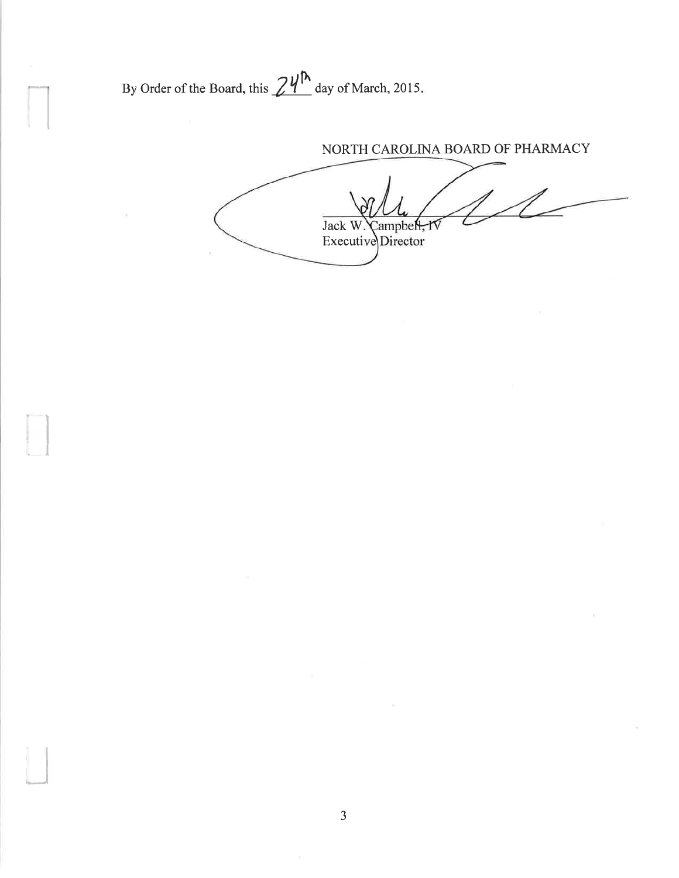By Order of the Board, this 24th day of March, 2015.

NORTH CAROLINA BOARD OF PHARMACY

Jack W. Campbell, IV
Executive Director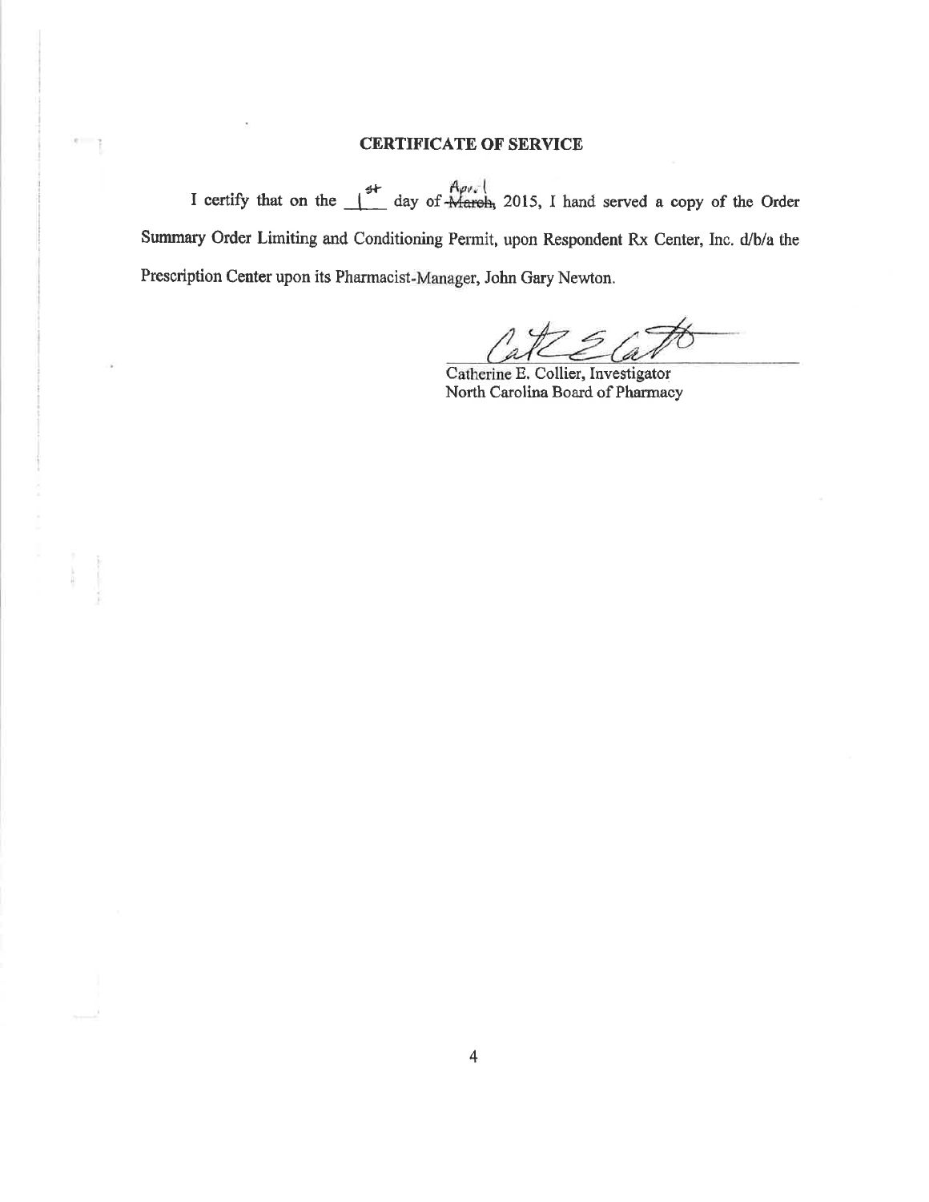# CERTIFICATE OF SERVICE

I certify that on the 1st day of ~~March~~ April, 2015, I hand served a copy of the Order Summary Order Limiting and Conditioning Permit, upon Respondent Rx Center, Inc. d/b/a the Prescription Center upon its Pharmacist-Manager, John Gary Newton.

Catherine E. Collier, Investigator
North Carolina Board of Pharmacy